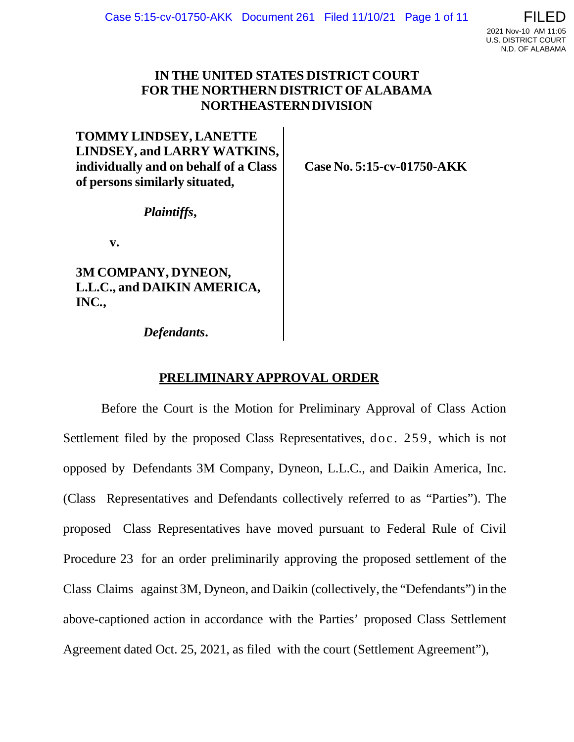# IN THE UNITED STATES DISTRICT COURT FOR THE NORTHERN DISTRICT OF ALABAMA NORTHEASTERN DIVISION

**TOMMY LINDSEY, LANETTE LINDSEY, and LARRY WATKINS, individually and on behalf of a Class of persons similarly situated,**

***Plaintiffs*,**

**v.**

**3M COMPANY, DYNEON, L.L.C., and DAIKIN AMERICA, INC.,**

***Defendants*.**

**Case No. 5:15-cv-01750-AKK**

## PRELIMINARY APPROVAL ORDER

Before the Court is the Motion for Preliminary Approval of Class Action Settlement filed by the proposed Class Representatives, doc. 259, which is not opposed by Defendants 3M Company, Dyneon, L.L.C., and Daikin America, Inc. (Class Representatives and Defendants collectively referred to as "Parties"). The proposed Class Representatives have moved pursuant to Federal Rule of Civil Procedure 23 for an order preliminarily approving the proposed settlement of the Class Claims against 3M, Dyneon, and Daikin (collectively, the "Defendants") in the above-captioned action in accordance with the Parties' proposed Class Settlement Agreement dated Oct. 25, 2021, as filed with the court (Settlement Agreement"),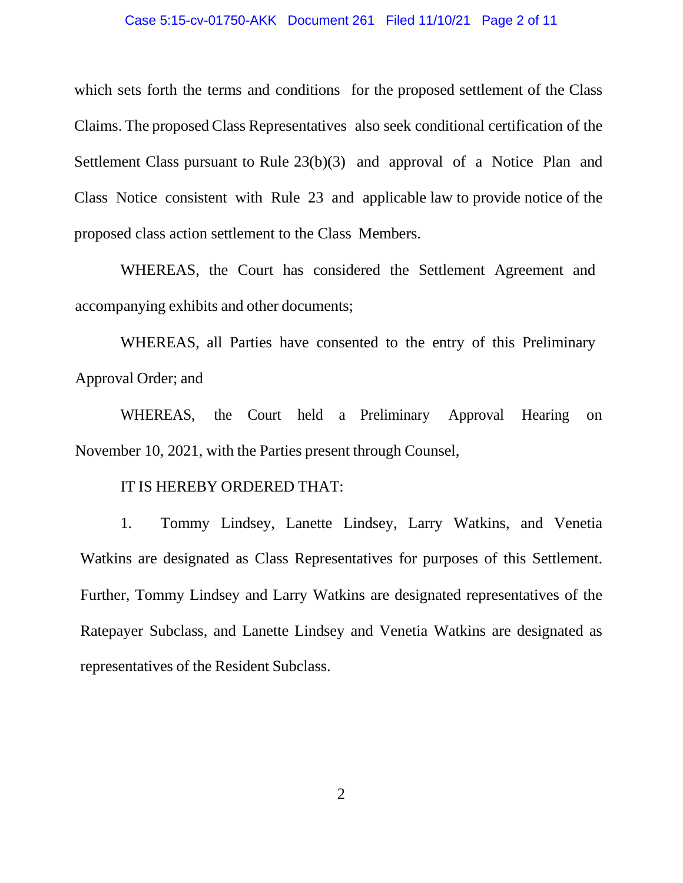which sets forth the terms and conditions for the proposed settlement of the Class Claims. The proposed Class Representatives also seek conditional certification of the Settlement Class pursuant to Rule 23(b)(3) and approval of a Notice Plan and Class Notice consistent with Rule 23 and applicable law to provide notice of the proposed class action settlement to the Class Members.

WHEREAS, the Court has considered the Settlement Agreement and accompanying exhibits and other documents;

WHEREAS, all Parties have consented to the entry of this Preliminary Approval Order; and

WHEREAS, the Court held a Preliminary Approval Hearing on November 10, 2021, with the Parties present through Counsel,

IT IS HEREBY ORDERED THAT:

1. Tommy Lindsey, Lanette Lindsey, Larry Watkins, and Venetia Watkins are designated as Class Representatives for purposes of this Settlement. Further, Tommy Lindsey and Larry Watkins are designated representatives of the Ratepayer Subclass, and Lanette Lindsey and Venetia Watkins are designated as representatives of the Resident Subclass.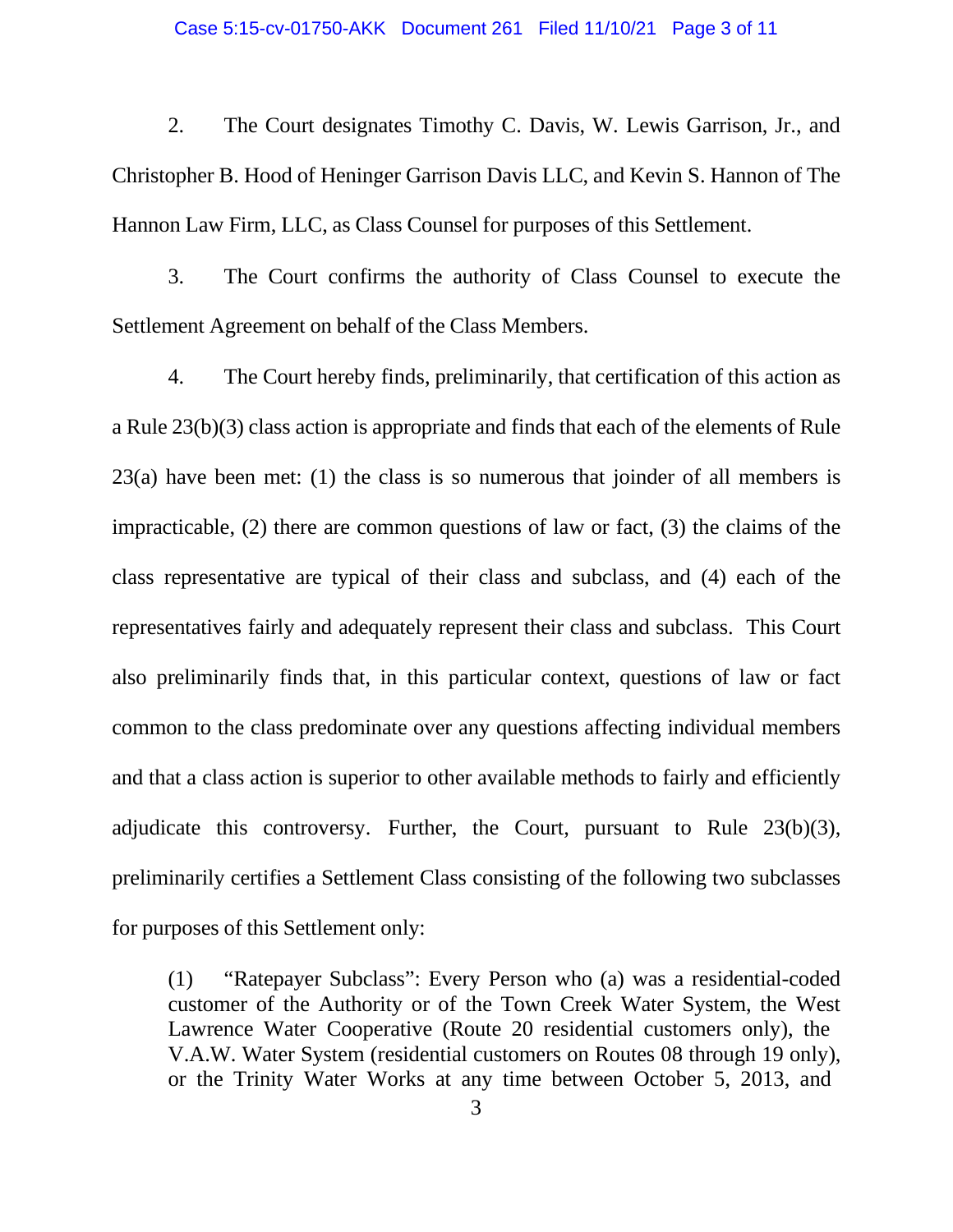2. The Court designates Timothy C. Davis, W. Lewis Garrison, Jr., and Christopher B. Hood of Heninger Garrison Davis LLC, and Kevin S. Hannon of The Hannon Law Firm, LLC, as Class Counsel for purposes of this Settlement.

3. The Court confirms the authority of Class Counsel to execute the Settlement Agreement on behalf of the Class Members.

4. The Court hereby finds, preliminarily, that certification of this action as a Rule 23(b)(3) class action is appropriate and finds that each of the elements of Rule 23(a) have been met: (1) the class is so numerous that joinder of all members is impracticable, (2) there are common questions of law or fact, (3) the claims of the class representative are typical of their class and subclass, and (4) each of the representatives fairly and adequately represent their class and subclass. This Court also preliminarily finds that, in this particular context, questions of law or fact common to the class predominate over any questions affecting individual members and that a class action is superior to other available methods to fairly and efficiently adjudicate this controversy. Further, the Court, pursuant to Rule 23(b)(3), preliminarily certifies a Settlement Class consisting of the following two subclasses for purposes of this Settlement only:

> (1) "Ratepayer Subclass": Every Person who (a) was a residential-coded customer of the Authority or of the Town Creek Water System, the West Lawrence Water Cooperative (Route 20 residential customers only), the V.A.W. Water System (residential customers on Routes 08 through 19 only), or the Trinity Water Works at any time between October 5, 2013, and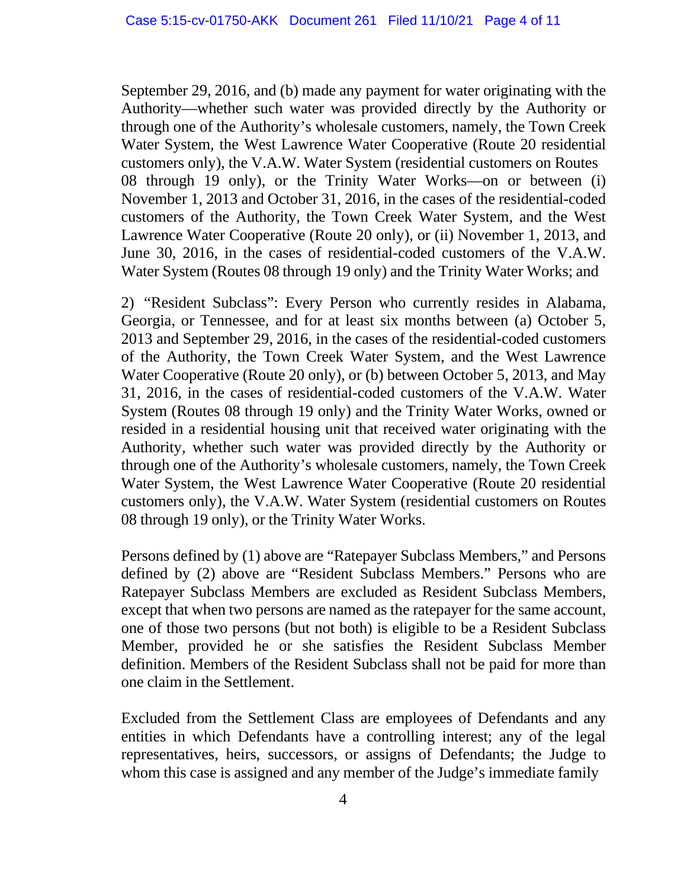September 29, 2016, and (b) made any payment for water originating with the Authority—whether such water was provided directly by the Authority or through one of the Authority's wholesale customers, namely, the Town Creek Water System, the West Lawrence Water Cooperative (Route 20 residential customers only), the V.A.W. Water System (residential customers on Routes 08 through 19 only), or the Trinity Water Works—on or between (i) November 1, 2013 and October 31, 2016, in the cases of the residential-coded customers of the Authority, the Town Creek Water System, and the West Lawrence Water Cooperative (Route 20 only), or (ii) November 1, 2013, and June 30, 2016, in the cases of residential-coded customers of the V.A.W. Water System (Routes 08 through 19 only) and the Trinity Water Works; and

2) "Resident Subclass": Every Person who currently resides in Alabama, Georgia, or Tennessee, and for at least six months between (a) October 5, 2013 and September 29, 2016, in the cases of the residential-coded customers of the Authority, the Town Creek Water System, and the West Lawrence Water Cooperative (Route 20 only), or (b) between October 5, 2013, and May 31, 2016, in the cases of residential-coded customers of the V.A.W. Water System (Routes 08 through 19 only) and the Trinity Water Works, owned or resided in a residential housing unit that received water originating with the Authority, whether such water was provided directly by the Authority or through one of the Authority's wholesale customers, namely, the Town Creek Water System, the West Lawrence Water Cooperative (Route 20 residential customers only), the V.A.W. Water System (residential customers on Routes 08 through 19 only), or the Trinity Water Works.

Persons defined by (1) above are "Ratepayer Subclass Members," and Persons defined by (2) above are "Resident Subclass Members." Persons who are Ratepayer Subclass Members are excluded as Resident Subclass Members, except that when two persons are named as the ratepayer for the same account, one of those two persons (but not both) is eligible to be a Resident Subclass Member, provided he or she satisfies the Resident Subclass Member definition. Members of the Resident Subclass shall not be paid for more than one claim in the Settlement.

Excluded from the Settlement Class are employees of Defendants and any entities in which Defendants have a controlling interest; any of the legal representatives, heirs, successors, or assigns of Defendants; the Judge to whom this case is assigned and any member of the Judge's immediate family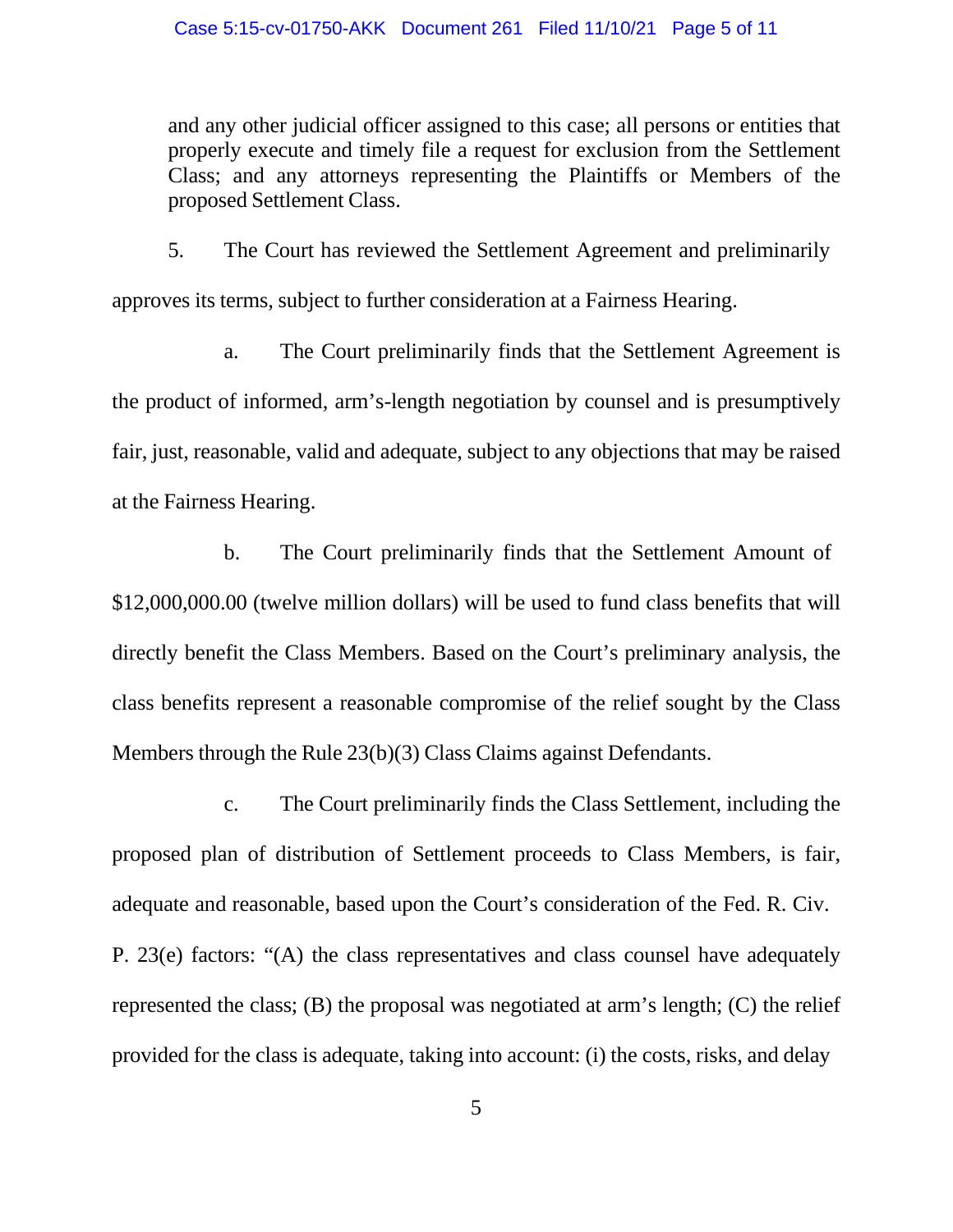and any other judicial officer assigned to this case; all persons or entities that properly execute and timely file a request for exclusion from the Settlement Class; and any attorneys representing the Plaintiffs or Members of the proposed Settlement Class.

5. The Court has reviewed the Settlement Agreement and preliminarily approves its terms, subject to further consideration at a Fairness Hearing.

a. The Court preliminarily finds that the Settlement Agreement is the product of informed, arm's-length negotiation by counsel and is presumptively fair, just, reasonable, valid and adequate, subject to any objections that may be raised at the Fairness Hearing.

b. The Court preliminarily finds that the Settlement Amount of $12,000,000.00 (twelve million dollars) will be used to fund class benefits that will directly benefit the Class Members. Based on the Court's preliminary analysis, the class benefits represent a reasonable compromise of the relief sought by the Class Members through the Rule 23(b)(3) Class Claims against Defendants.

c. The Court preliminarily finds the Class Settlement, including the proposed plan of distribution of Settlement proceeds to Class Members, is fair, adequate and reasonable, based upon the Court's consideration of the Fed. R. Civ. P. 23(e) factors: "(A) the class representatives and class counsel have adequately represented the class; (B) the proposal was negotiated at arm's length; (C) the relief provided for the class is adequate, taking into account: (i) the costs, risks, and delay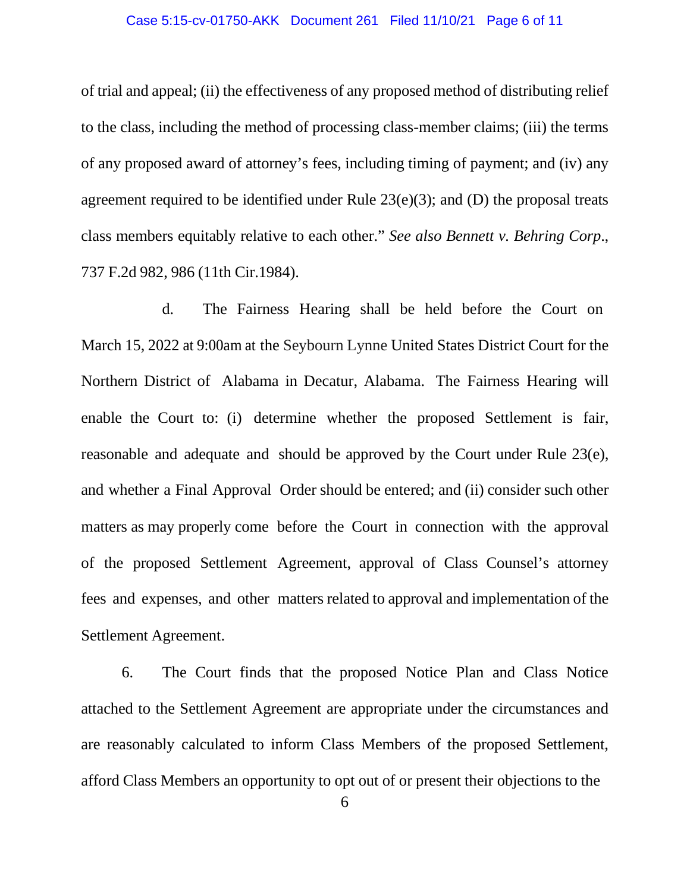of trial and appeal; (ii) the effectiveness of any proposed method of distributing relief to the class, including the method of processing class-member claims; (iii) the terms of any proposed award of attorney's fees, including timing of payment; and (iv) any agreement required to be identified under Rule 23(e)(3); and (D) the proposal treats class members equitably relative to each other." *See also Bennett v. Behring Corp*., 737 F.2d 982, 986 (11th Cir.1984).

d. The Fairness Hearing shall be held before the Court on March 15, 2022 at 9:00am at the Seybourn Lynne United States District Court for the Northern District of Alabama in Decatur, Alabama. The Fairness Hearing will enable the Court to: (i) determine whether the proposed Settlement is fair, reasonable and adequate and should be approved by the Court under Rule 23(e), and whether a Final Approval Order should be entered; and (ii) consider such other matters as may properly come before the Court in connection with the approval of the proposed Settlement Agreement, approval of Class Counsel's attorney fees and expenses, and other matters related to approval and implementation of the Settlement Agreement.

6. The Court finds that the proposed Notice Plan and Class Notice attached to the Settlement Agreement are appropriate under the circumstances and are reasonably calculated to inform Class Members of the proposed Settlement, afford Class Members an opportunity to opt out of or present their objections to the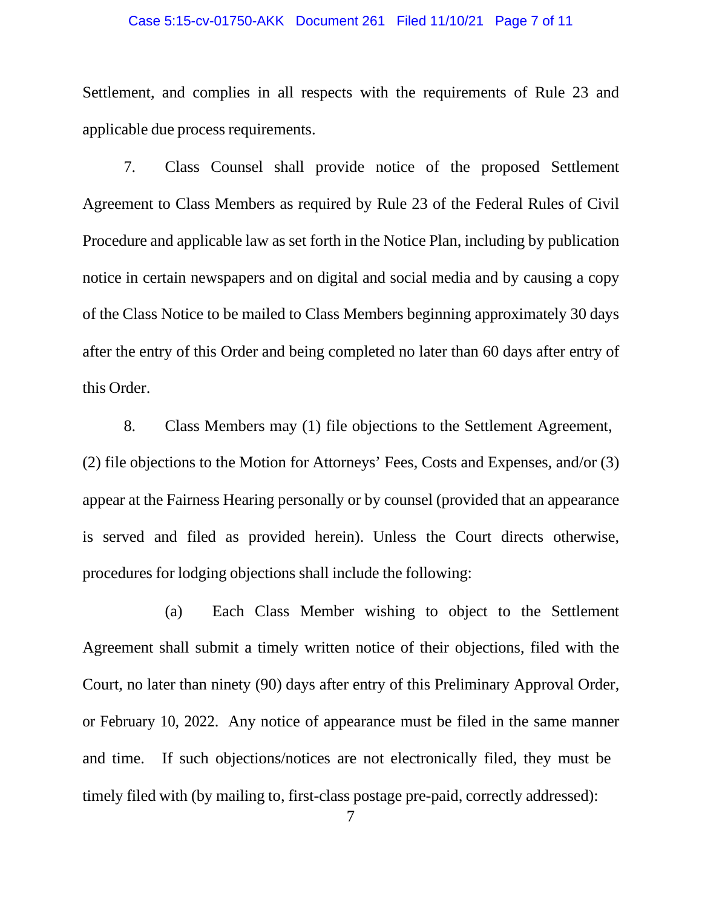Settlement, and complies in all respects with the requirements of Rule 23 and applicable due process requirements.

7. Class Counsel shall provide notice of the proposed Settlement Agreement to Class Members as required by Rule 23 of the Federal Rules of Civil Procedure and applicable law as set forth in the Notice Plan, including by publication notice in certain newspapers and on digital and social media and by causing a copy of the Class Notice to be mailed to Class Members beginning approximately 30 days after the entry of this Order and being completed no later than 60 days after entry of this Order.

8. Class Members may (1) file objections to the Settlement Agreement, (2) file objections to the Motion for Attorneys' Fees, Costs and Expenses, and/or (3) appear at the Fairness Hearing personally or by counsel (provided that an appearance is served and filed as provided herein). Unless the Court directs otherwise, procedures for lodging objections shall include the following:

(a) Each Class Member wishing to object to the Settlement Agreement shall submit a timely written notice of their objections, filed with the Court, no later than ninety (90) days after entry of this Preliminary Approval Order, or February 10, 2022. Any notice of appearance must be filed in the same manner and time. If such objections/notices are not electronically filed, they must be timely filed with (by mailing to, first-class postage pre-paid, correctly addressed):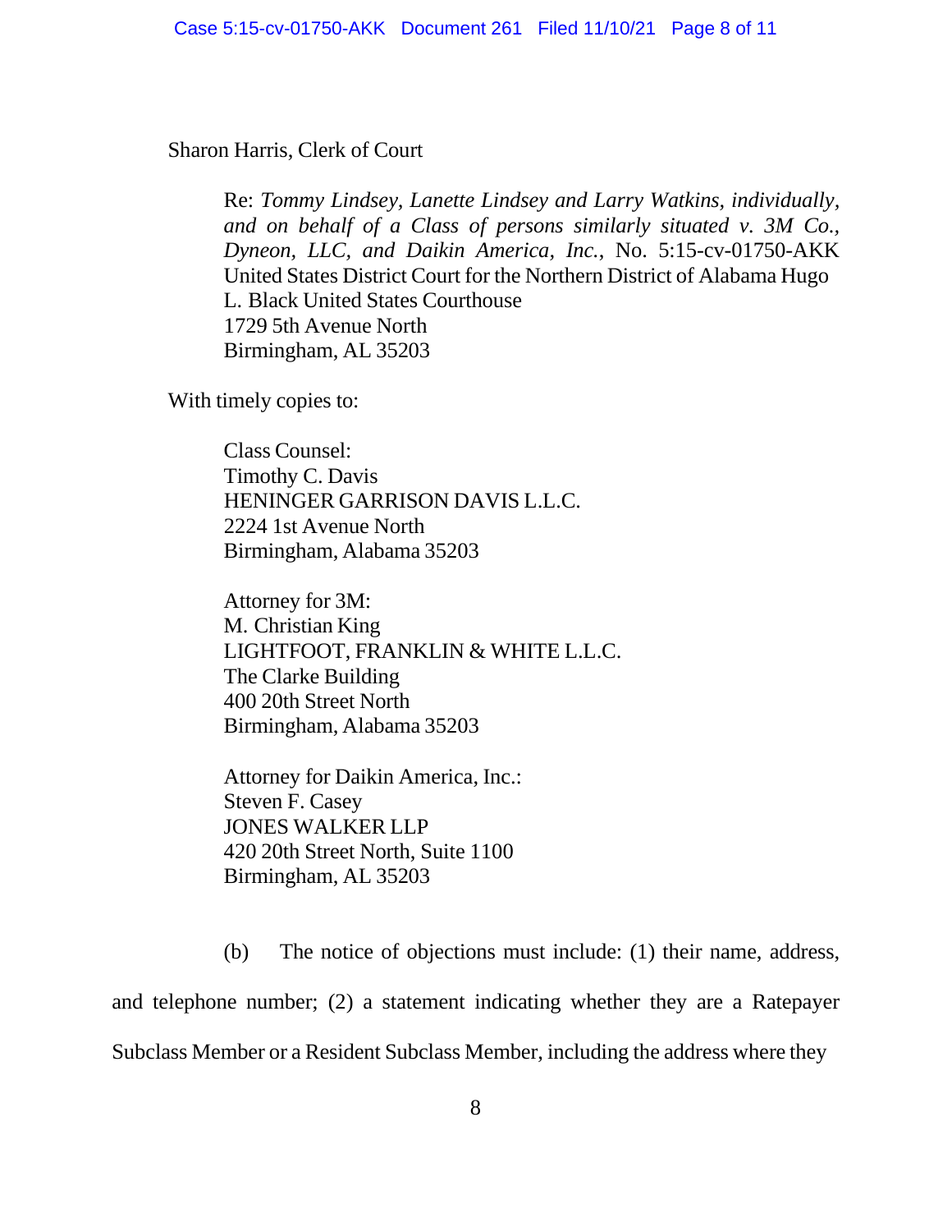Sharon Harris, Clerk of Court

> Re: *Tommy Lindsey, Lanette Lindsey and Larry Watkins, individually, and on behalf of a Class of persons similarly situated v. 3M Co., Dyneon, LLC, and Daikin America, Inc.*, No. 5:15-cv-01750-AKK
> United States District Court for the Northern District of Alabama Hugo L. Black United States Courthouse
> 1729 5th Avenue North
> Birmingham, AL 35203

With timely copies to:

> Class Counsel:
> Timothy C. Davis
> HENINGER GARRISON DAVIS L.L.C.
> 2224 1st Avenue North
> Birmingham, Alabama 35203
>
> Attorney for 3M:
> M. Christian King
> LIGHTFOOT, FRANKLIN & WHITE L.L.C.
> The Clarke Building
> 400 20th Street North
> Birmingham, Alabama 35203
>
> Attorney for Daikin America, Inc.:
> Steven F. Casey
> JONES WALKER LLP
> 420 20th Street North, Suite 1100
> Birmingham, AL 35203

(b) The notice of objections must include: (1) their name, address, and telephone number; (2) a statement indicating whether they are a Ratepayer Subclass Member or a Resident Subclass Member, including the address where they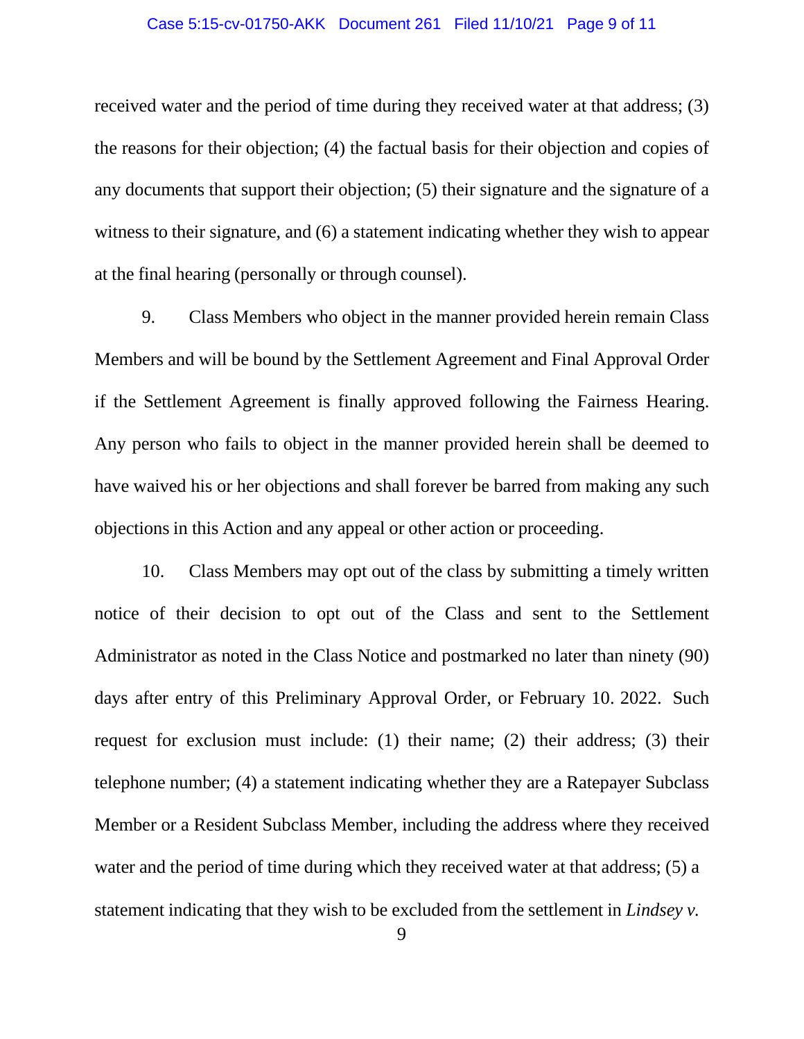received water and the period of time during they received water at that address; (3) the reasons for their objection; (4) the factual basis for their objection and copies of any documents that support their objection; (5) their signature and the signature of a witness to their signature, and (6) a statement indicating whether they wish to appear at the final hearing (personally or through counsel).

9. Class Members who object in the manner provided herein remain Class Members and will be bound by the Settlement Agreement and Final Approval Order if the Settlement Agreement is finally approved following the Fairness Hearing. Any person who fails to object in the manner provided herein shall be deemed to have waived his or her objections and shall forever be barred from making any such objections in this Action and any appeal or other action or proceeding.

10. Class Members may opt out of the class by submitting a timely written notice of their decision to opt out of the Class and sent to the Settlement Administrator as noted in the Class Notice and postmarked no later than ninety (90) days after entry of this Preliminary Approval Order, or February 10. 2022. Such request for exclusion must include: (1) their name; (2) their address; (3) their telephone number; (4) a statement indicating whether they are a Ratepayer Subclass Member or a Resident Subclass Member, including the address where they received water and the period of time during which they received water at that address; (5) a statement indicating that they wish to be excluded from the settlement in *Lindsey v.*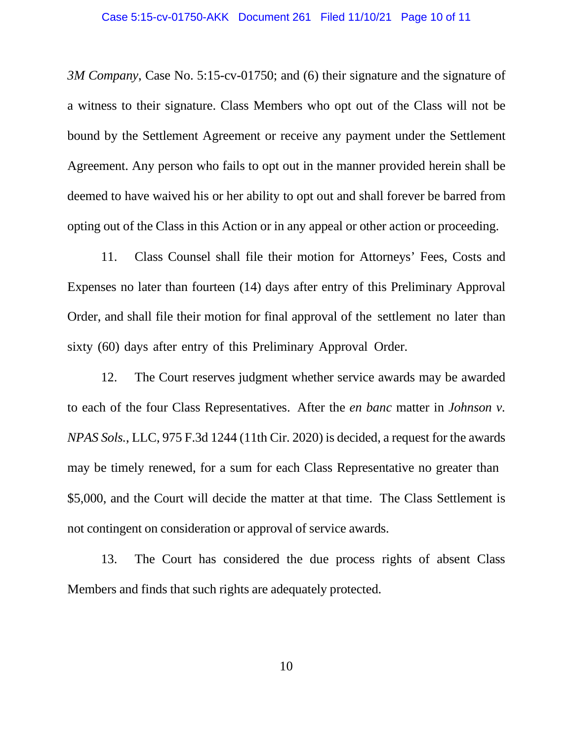*3M Company*, Case No. 5:15-cv-01750; and (6) their signature and the signature of a witness to their signature. Class Members who opt out of the Class will not be bound by the Settlement Agreement or receive any payment under the Settlement Agreement. Any person who fails to opt out in the manner provided herein shall be deemed to have waived his or her ability to opt out and shall forever be barred from opting out of the Class in this Action or in any appeal or other action or proceeding.

11. Class Counsel shall file their motion for Attorneys' Fees, Costs and Expenses no later than fourteen (14) days after entry of this Preliminary Approval Order, and shall file their motion for final approval of the settlement no later than sixty (60) days after entry of this Preliminary Approval Order.

12. The Court reserves judgment whether service awards may be awarded to each of the four Class Representatives. After the *en banc* matter in *Johnson v. NPAS Sols.*, LLC, 975 F.3d 1244 (11th Cir. 2020) is decided, a request for the awards may be timely renewed, for a sum for each Class Representative no greater than $5,000, and the Court will decide the matter at that time. The Class Settlement is not contingent on consideration or approval of service awards.

13. The Court has considered the due process rights of absent Class Members and finds that such rights are adequately protected.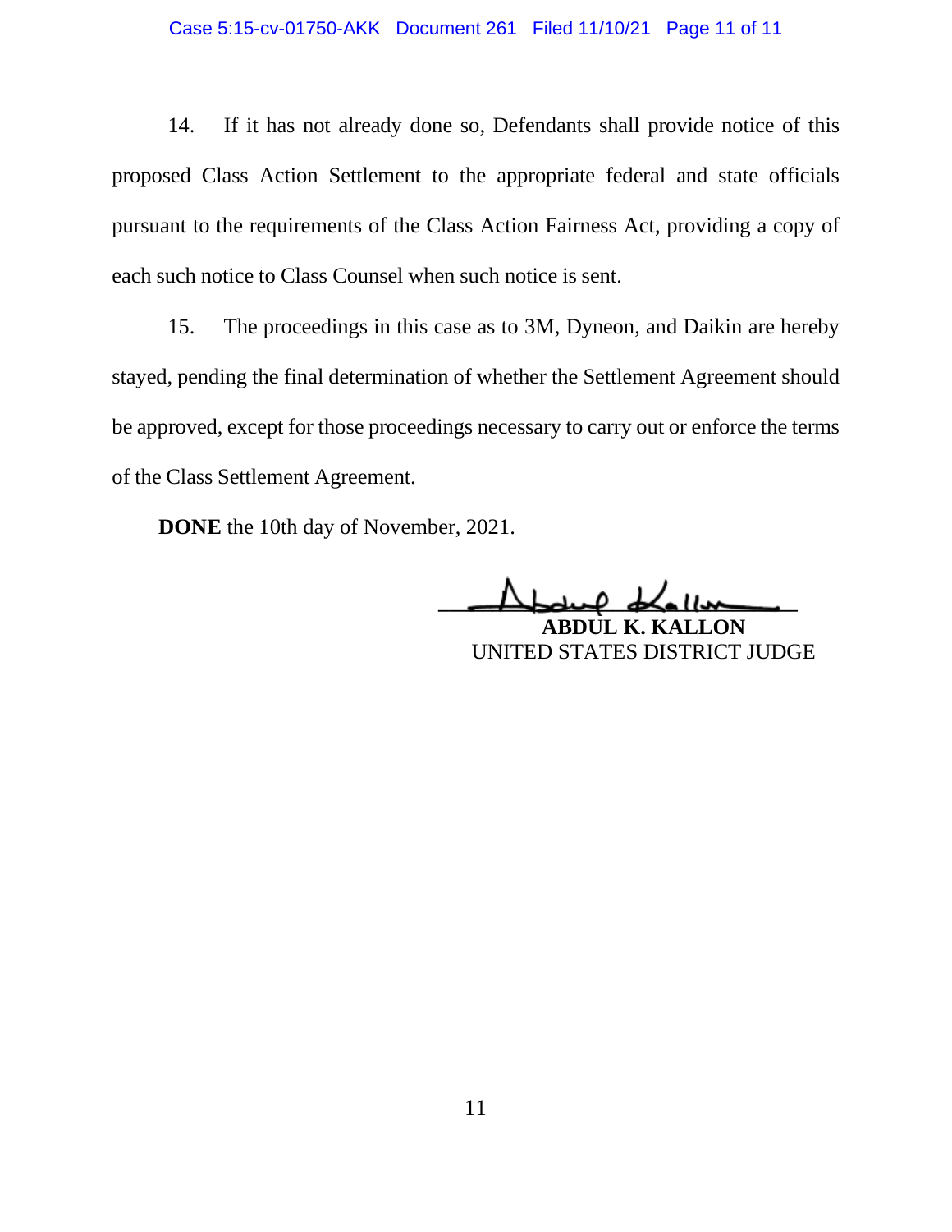14. If it has not already done so, Defendants shall provide notice of this proposed Class Action Settlement to the appropriate federal and state officials pursuant to the requirements of the Class Action Fairness Act, providing a copy of each such notice to Class Counsel when such notice is sent.

15. The proceedings in this case as to 3M, Dyneon, and Daikin are hereby stayed, pending the final determination of whether the Settlement Agreement should be approved, except for those proceedings necessary to carry out or enforce the terms of the Class Settlement Agreement.

**DONE** the 10th day of November, 2021.

**ABDUL K. KALLON**
UNITED STATES DISTRICT JUDGE